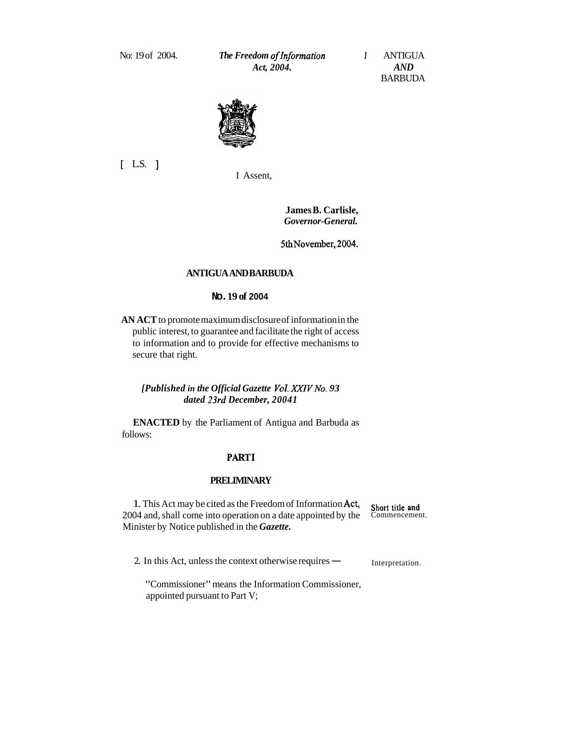No: 19 of 2004. *The Freedom of Information Act, 2004.* ANTIGUA *AND* BARBUDA

[ L.S. ]

I Assent,

**James B. Carlisle,**
*Governor-General.*

5th November, 2004.

**ANTIGUA AND BARBUDA**

**No. 19 of 2004**

**AN ACT** to promote maximum disclosure of information in the public interest, to guarantee and facilitate the right of access to information and to provide for effective mechanisms to secure that right.

*[Published in the Official Gazette Vol. XXIV No. 93 dated 23rd December, 20041*

**ENACTED** by the Parliament of Antigua and Barbuda as follows:

## PART I

## PRELIMINARY

Short title and Commencement.

**1.** This Act may be cited as the Freedom of Information Act, 2004 and, shall come into operation on a date appointed by the Minister by Notice published in the *Gazette.*

Interpretation.

2. In this Act, unless the context otherwise requires —

"Commissioner" means the Information Commissioner, appointed pursuant to Part V;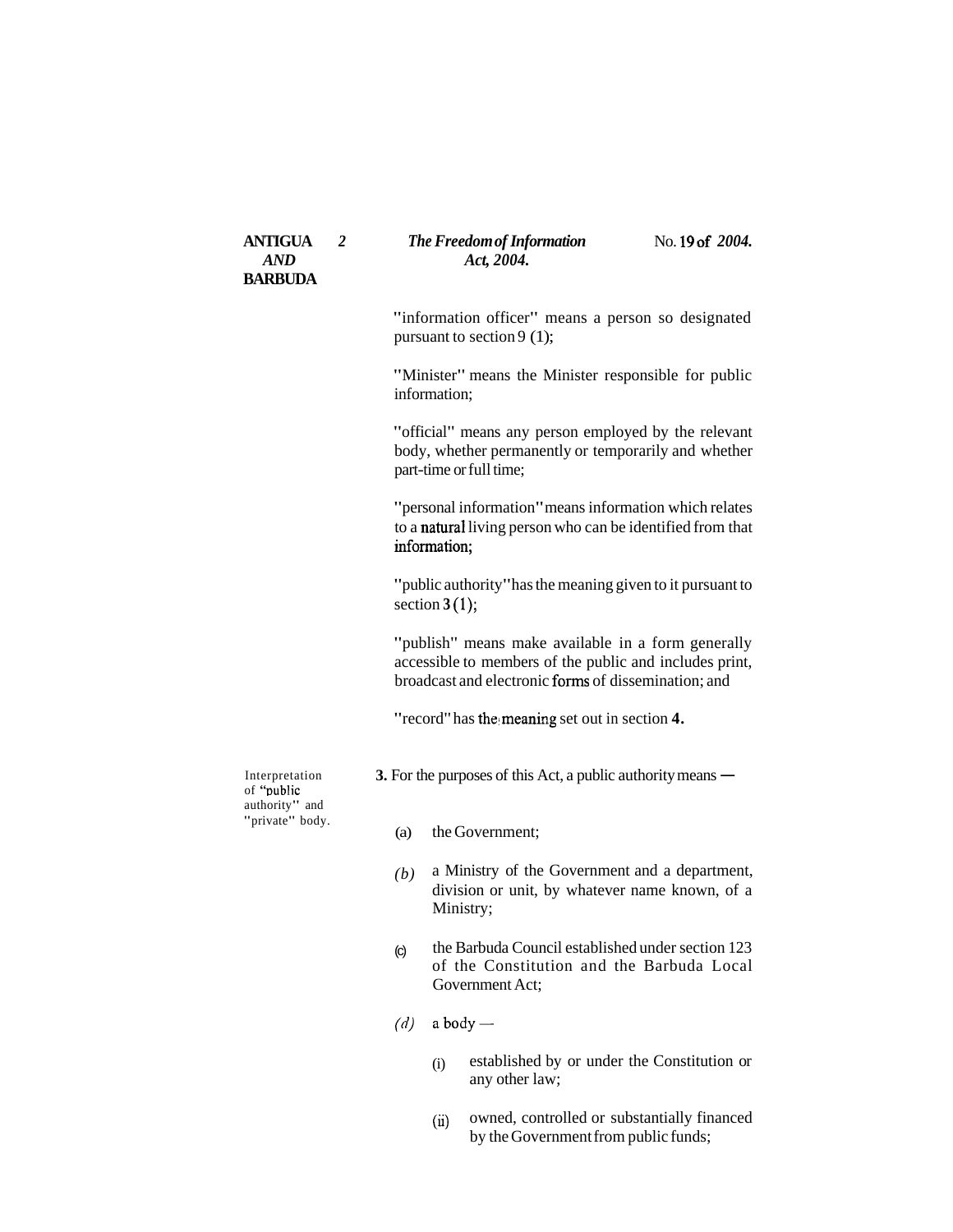"information officer" means a person so designated pursuant to section 9 (1);

"Minister" means the Minister responsible for public information;

"official" means any person employed by the relevant body, whether permanently or temporarily and whether part-time or full time;

"personal information" means information which relates to a natural living person who can be identified from that information;

"public authority" has the meaning given to it pursuant to section 3 (1);

"publish" means make available in a form generally accessible to members of the public and includes print, broadcast and electronic forms of dissemination; and

"record" has the meaning set out in section 4.

Interpretation of "public authority" and "private" body.

**3.** For the purposes of this Act, a public authority means —

(a) the Government;

*(b)* a Ministry of the Government and a department, division or unit, by whatever name known, of a Ministry;

(c) the Barbuda Council established under section 123 of the Constitution and the Barbuda Local Government Act;

*(d)* a body —

(i) established by or under the Constitution or any other law;

(ii) owned, controlled or substantially financed by the Government from public funds;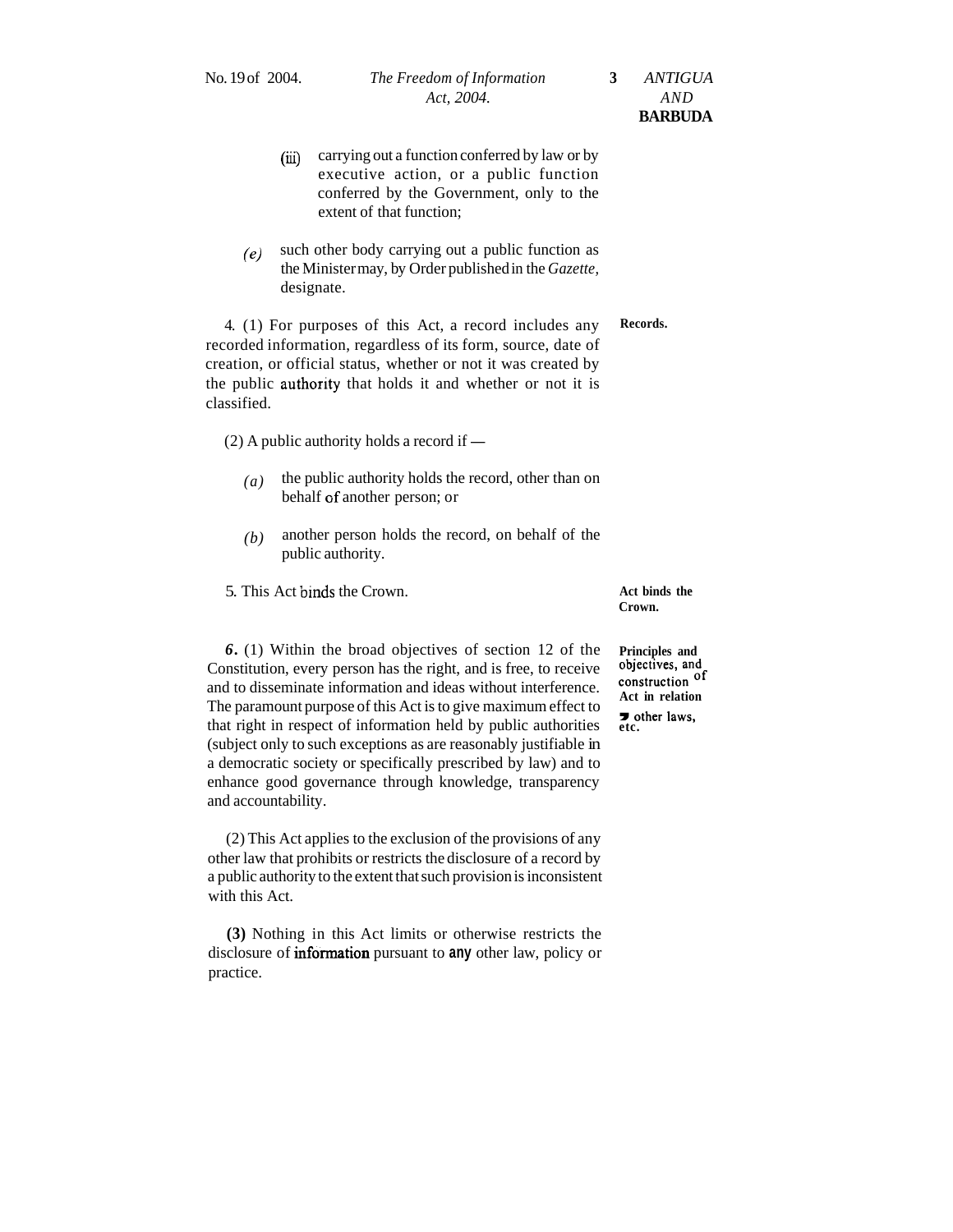(iii) carrying out a function conferred by law or by executive action, or a public function conferred by the Government, only to the extent of that function;

*(e)* such other body carrying out a public function as the Minister may, by Order published in the *Gazette,* designate.

**Records.**

4. (1) For purposes of this Act, a record includes any recorded information, regardless of its form, source, date of creation, or official status, whether or not it was created by the public authority that holds it and whether or not it is classified.

(2) A public authority holds a record if —

*(a)* the public authority holds the record, other than on behalf of another person; or

*(b)* another person holds the record, on behalf of the public authority.

**Act binds the Crown.**

5. This Act binds the Crown.

**Principles and objectives, and construction of Act in relation to other laws, etc.**

*6.* (1) Within the broad objectives of section 12 of the Constitution, every person has the right, and is free, to receive and to disseminate information and ideas without interference. The paramount purpose of this Act is to give maximum effect to that right in respect of information held by public authorities (subject only to such exceptions as are reasonably justifiable in a democratic society or specifically prescribed by law) and to enhance good governance through knowledge, transparency and accountability.

(2) This Act applies to the exclusion of the provisions of any other law that prohibits or restricts the disclosure of a record by a public authority to the extent that such provision is inconsistent with this Act.

**(3)** Nothing in this Act limits or otherwise restricts the disclosure of information pursuant to any other law, policy or practice.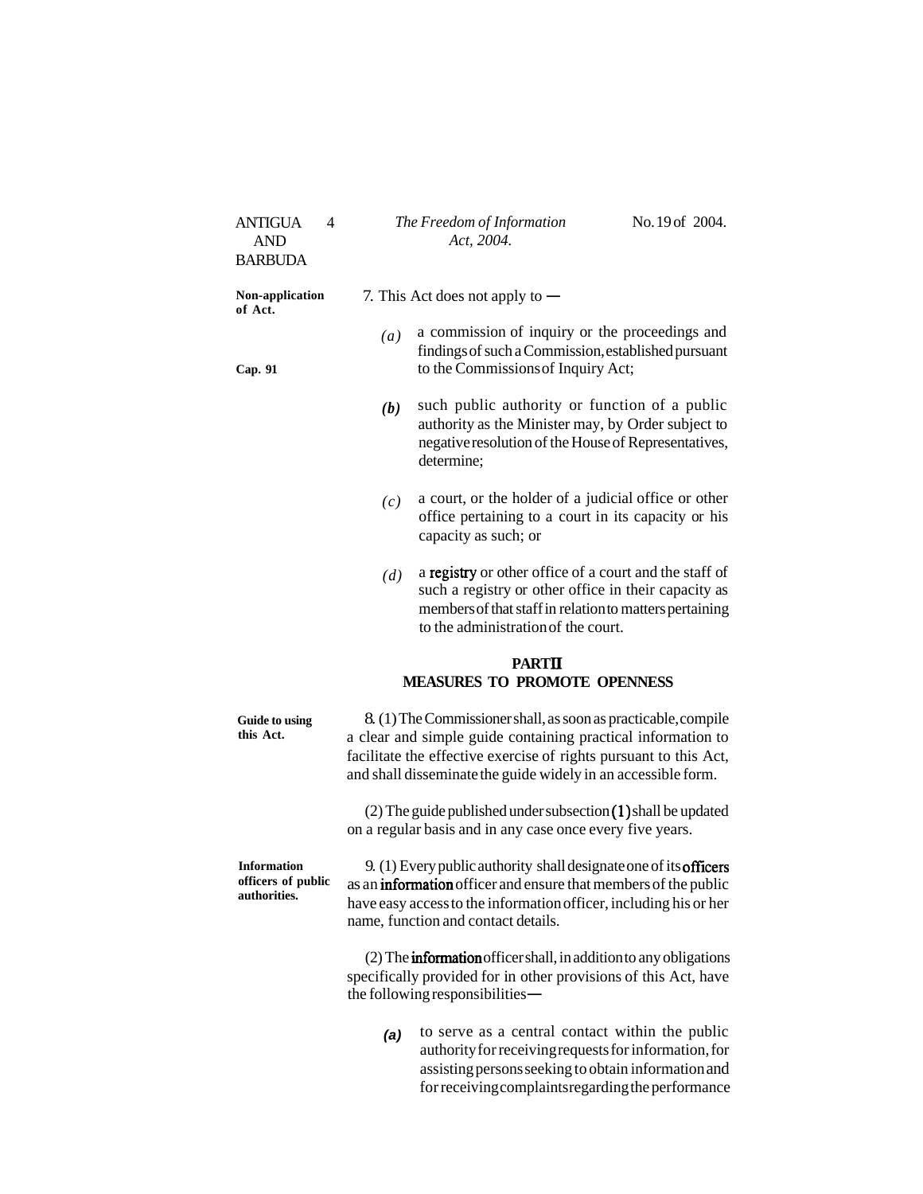**Non-application of Act.**

7. This Act does not apply to —

*(a)* a commission of inquiry or the proceedings and findings of such a Commission, established pursuant to the Commissions of Inquiry Act; (Cap. 91)

*(b)* such public authority or function of a public authority as the Minister may, by Order subject to negative resolution of the House of Representatives, determine;

*(c)* a court, or the holder of a judicial office or other office pertaining to a court in its capacity or his capacity as such; or

*(d)* a registry or other office of a court and the staff of such a registry or other office in their capacity as members of that staff in relation to matters pertaining to the administration of the court.

## PART II
## MEASURES TO PROMOTE OPENNESS

**Guide to using this Act.**

8. (1) The Commissioner shall, as soon as practicable, compile a clear and simple guide containing practical information to facilitate the effective exercise of rights pursuant to this Act, and shall disseminate the guide widely in an accessible form.

(2) The guide published under subsection (1) shall be updated on a regular basis and in any case once every five years.

**Information officers of public authorities.**

9. (1) Every public authority shall designate one of its officers as an information officer and ensure that members of the public have easy access to the information officer, including his or her name, function and contact details.

(2) The information officer shall, in addition to any obligations specifically provided for in other provisions of this Act, have the following responsibilities—

*(a)* to serve as a central contact within the public authority for receiving requests for information, for assisting persons seeking to obtain information and for receiving complaints regarding the performance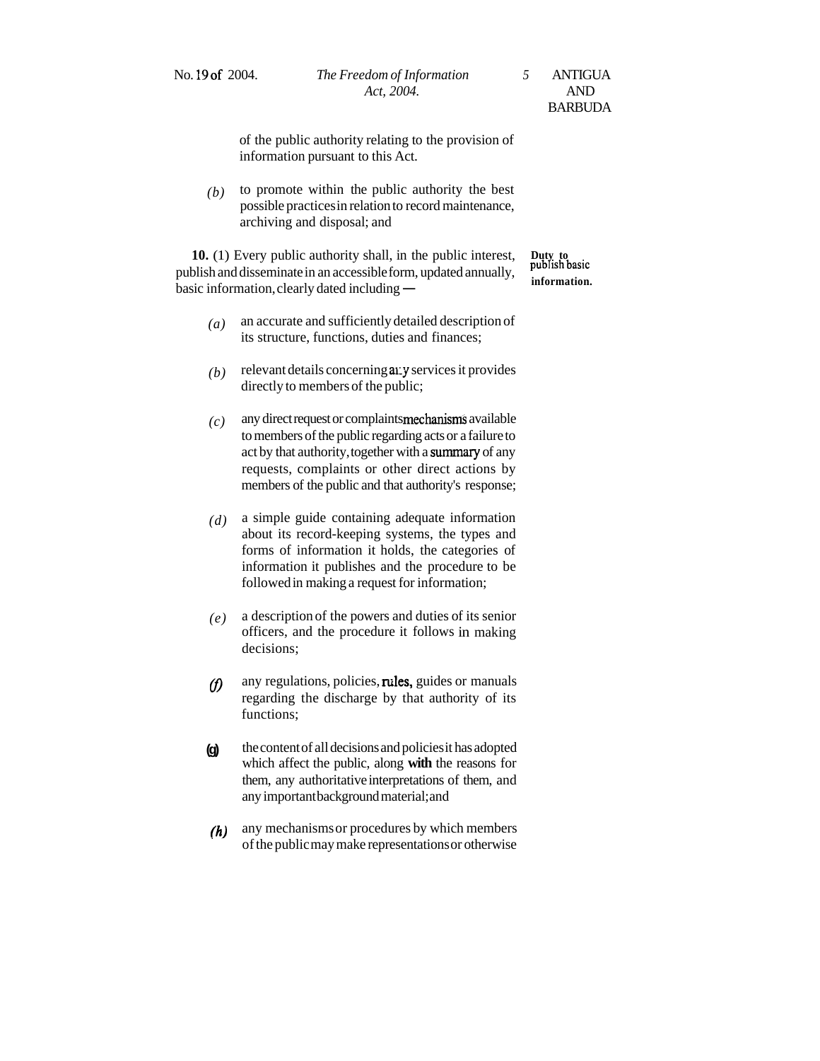of the public authority relating to the provision of information pursuant to this Act.

*(b)* to promote within the public authority the best possible practices in relation to record maintenance, archiving and disposal; and

**Duty to publish basic information.**

**10.** (1) Every public authority shall, in the public interest, publish and disseminate in an accessible form, updated annually, basic information, clearly dated including —

*(a)* an accurate and sufficiently detailed description of its structure, functions, duties and finances;

*(b)* relevant details concerning any services it provides directly to members of the public;

*(c)* any direct request or complaints mechanisms available to members of the public regarding acts or a failure to act by that authority, together with a summary of any requests, complaints or other direct actions by members of the public and that authority's response;

*(d)* a simple guide containing adequate information about its record-keeping systems, the types and forms of information it holds, the categories of information it publishes and the procedure to be followed in making a request for information;

*(e)* a description of the powers and duties of its senior officers, and the procedure it follows in making decisions;

*(f)* any regulations, policies, rules, guides or manuals regarding the discharge by that authority of its functions;

*(g)* the content of all decisions and policies it has adopted which affect the public, along with the reasons for them, any authoritative interpretations of them, and any important background material; and

*(h)* any mechanisms or procedures by which members of the public may make representations or otherwise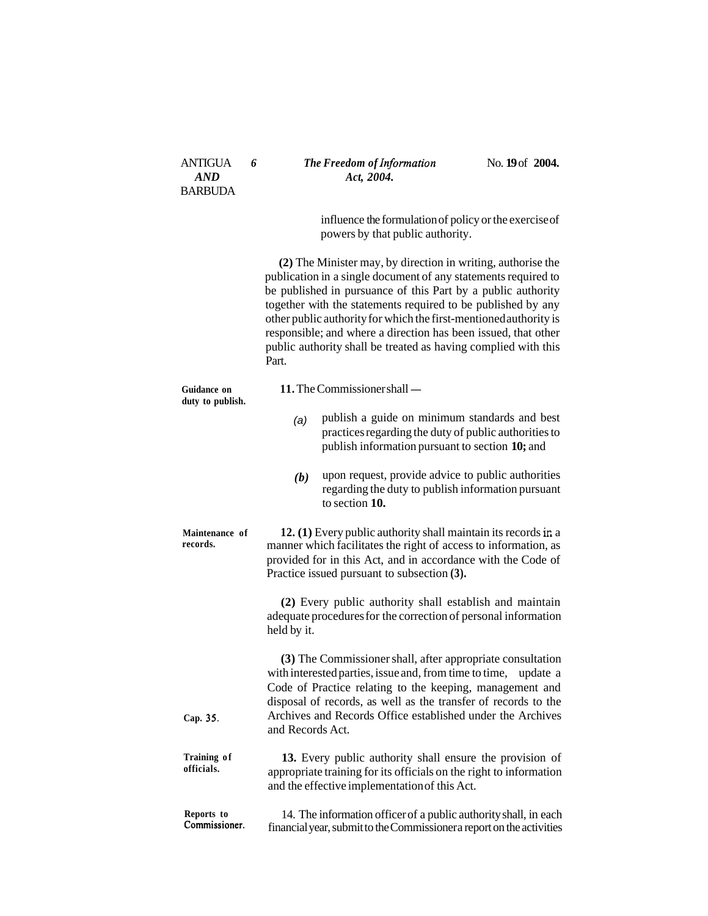influence the formulation of policy or the exercise of powers by that public authority.

**(2)** The Minister may, by direction in writing, authorise the publication in a single document of any statements required to be published in pursuance of this Part by a public authority together with the statements required to be published by any other public authority for which the first-mentioned authority is responsible; and where a direction has been issued, that other public authority shall be treated as having complied with this Part.

**Guidance on duty to publish.**

**11.** The Commissioner shall —

*(a)* publish a guide on minimum standards and best practices regarding the duty of public authorities to publish information pursuant to section **10;** and

*(b)* upon request, provide advice to public authorities regarding the duty to publish information pursuant to section **10.**

**Maintenance of records.**

**12. (1)** Every public authority shall maintain its records in a manner which facilitates the right of access to information, as provided for in this Act, and in accordance with the Code of Practice issued pursuant to subsection **(3).**

**(2)** Every public authority shall establish and maintain adequate procedures for the correction of personal information held by it.

**(3)** The Commissioner shall, after appropriate consultation with interested parties, issue and, from time to time, update a Code of Practice relating to the keeping, management and disposal of records, as well as the transfer of records to the Archives and Records Office established under the Archives and Records Act.

**Cap. 35.**

**Training of officials.**

**13.** Every public authority shall ensure the provision of appropriate training for its officials on the right to information and the effective implementation of this Act.

**Reports to Commissioner.**

14. The information officer of a public authority shall, in each financial year, submit to the Commissioner a report on the activities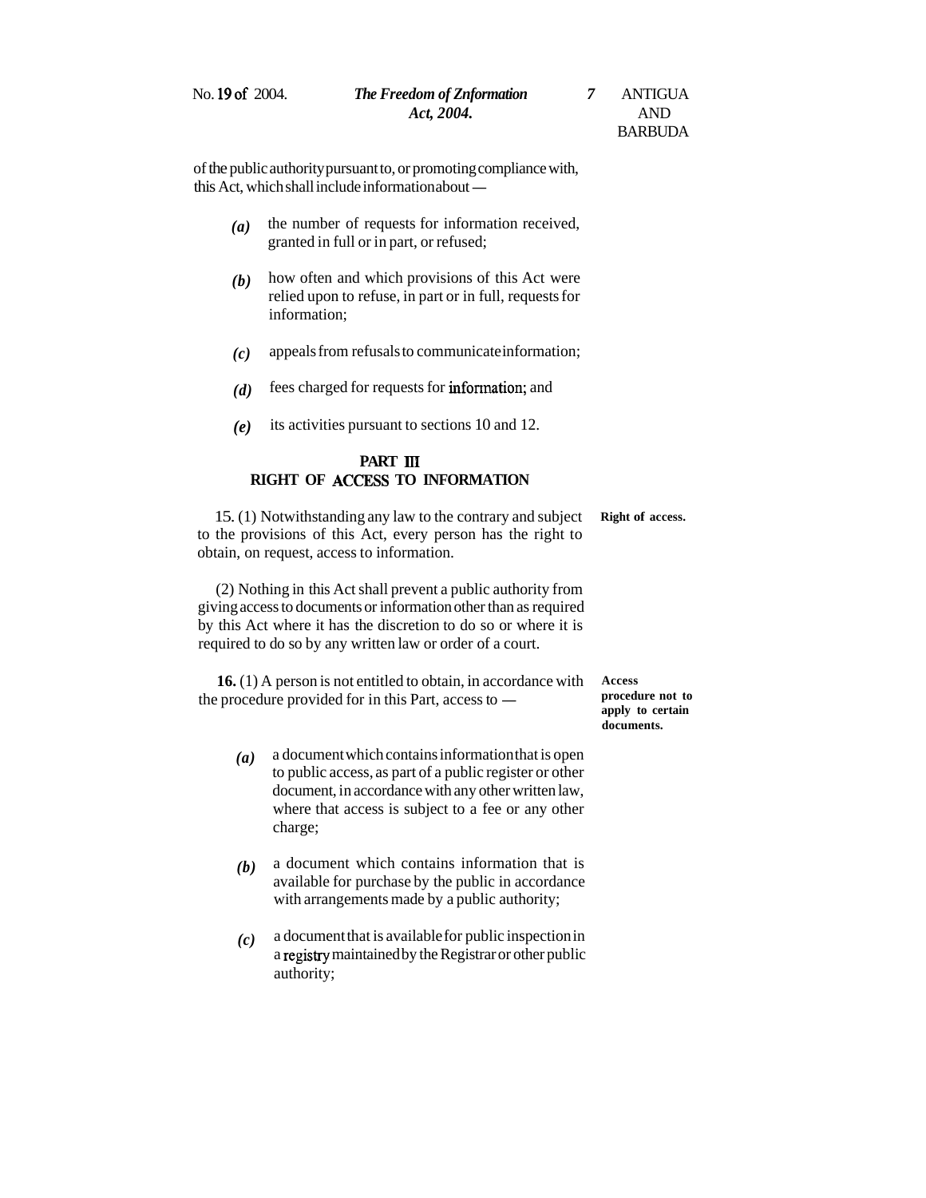of the public authority pursuant to, or promoting compliance with, this Act, which shall include information about —

*(a)* the number of requests for information received, granted in full or in part, or refused;

*(b)* how often and which provisions of this Act were relied upon to refuse, in part or in full, requests for information;

*(c)* appeals from refusals to communicate information;

*(d)* fees charged for requests for information; and

*(e)* its activities pursuant to sections 10 and 12.

## PART III
## RIGHT OF ACCESS TO INFORMATION

**Right of access.**

15. (1) Notwithstanding any law to the contrary and subject to the provisions of this Act, every person has the right to obtain, on request, access to information.

(2) Nothing in this Act shall prevent a public authority from giving access to documents or information other than as required by this Act where it has the discretion to do so or where it is required to do so by any written law or order of a court.

**Access procedure not to apply to certain documents.**

**16.** (1) A person is not entitled to obtain, in accordance with the procedure provided for in this Part, access to —

*(a)* a document which contains information that is open to public access, as part of a public register or other document, in accordance with any other written law, where that access is subject to a fee or any other charge;

*(b)* a document which contains information that is available for purchase by the public in accordance with arrangements made by a public authority;

*(c)* a document that is available for public inspection in a registry maintained by the Registrar or other public authority;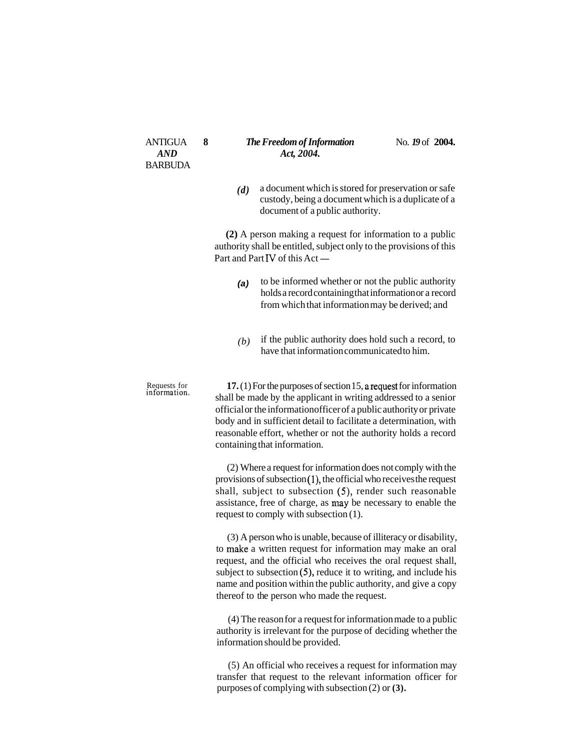(*d*) a document which is stored for preservation or safe custody, being a document which is a duplicate of a document of a public authority.

**(2)** A person making a request for information to a public authority shall be entitled, subject only to the provisions of this Part and Part IV of this Act —

(*a*) to be informed whether or not the public authority holds a record containing that information or a record from which that information may be derived; and

(*b*) if the public authority does hold such a record, to have that information communicated to him.

Requests for information.

**17.** (1) For the purposes of section 15, a request for information shall be made by the applicant in writing addressed to a senior official or the information officer of a public authority or private body and in sufficient detail to facilitate a determination, with reasonable effort, whether or not the authority holds a record containing that information.

(2) Where a request for information does not comply with the provisions of subsection (1), the official who receives the request shall, subject to subsection (5), render such reasonable assistance, free of charge, as may be necessary to enable the request to comply with subsection (1).

(3) A person who is unable, because of illiteracy or disability, to make a written request for information may make an oral request, and the official who receives the oral request shall, subject to subsection (5), reduce it to writing, and include his name and position within the public authority, and give a copy thereof to the person who made the request.

(4) The reason for a request for information made to a public authority is irrelevant for the purpose of deciding whether the information should be provided.

(5) An official who receives a request for information may transfer that request to the relevant information officer for purposes of complying with subsection (2) or (3).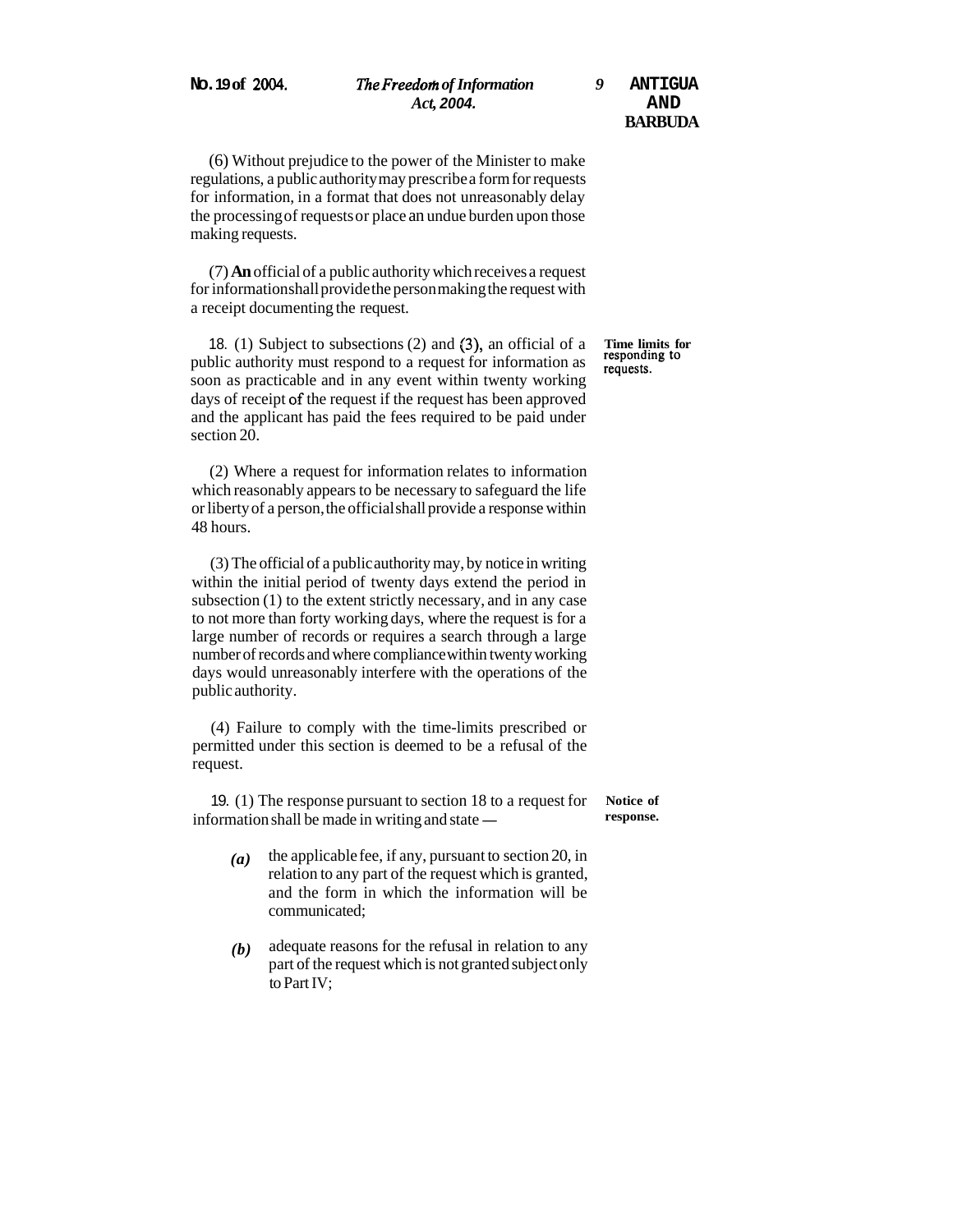(6) Without prejudice to the power of the Minister to make regulations, a public authority may prescribe a form for requests for information, in a format that does not unreasonably delay the processing of requests or place an undue burden upon those making requests.

(7) An official of a public authority which receives a request for information shall provide the person making the request with a receipt documenting the request.

**Time limits for responding to requests.**

18. (1) Subject to subsections (2) and (3), an official of a public authority must respond to a request for information as soon as practicable and in any event within twenty working days of receipt of the request if the request has been approved and the applicant has paid the fees required to be paid under section 20.

(2) Where a request for information relates to information which reasonably appears to be necessary to safeguard the life or liberty of a person, the official shall provide a response within 48 hours.

(3) The official of a public authority may, by notice in writing within the initial period of twenty days extend the period in subsection (1) to the extent strictly necessary, and in any case to not more than forty working days, where the request is for a large number of records or requires a search through a large number of records and where compliance within twenty working days would unreasonably interfere with the operations of the public authority.

(4) Failure to comply with the time-limits prescribed or permitted under this section is deemed to be a refusal of the request.

**Notice of response.**

19. (1) The response pursuant to section 18 to a request for information shall be made in writing and state —

*(a)* the applicable fee, if any, pursuant to section 20, in relation to any part of the request which is granted, and the form in which the information will be communicated;

*(b)* adequate reasons for the refusal in relation to any part of the request which is not granted subject only to Part IV;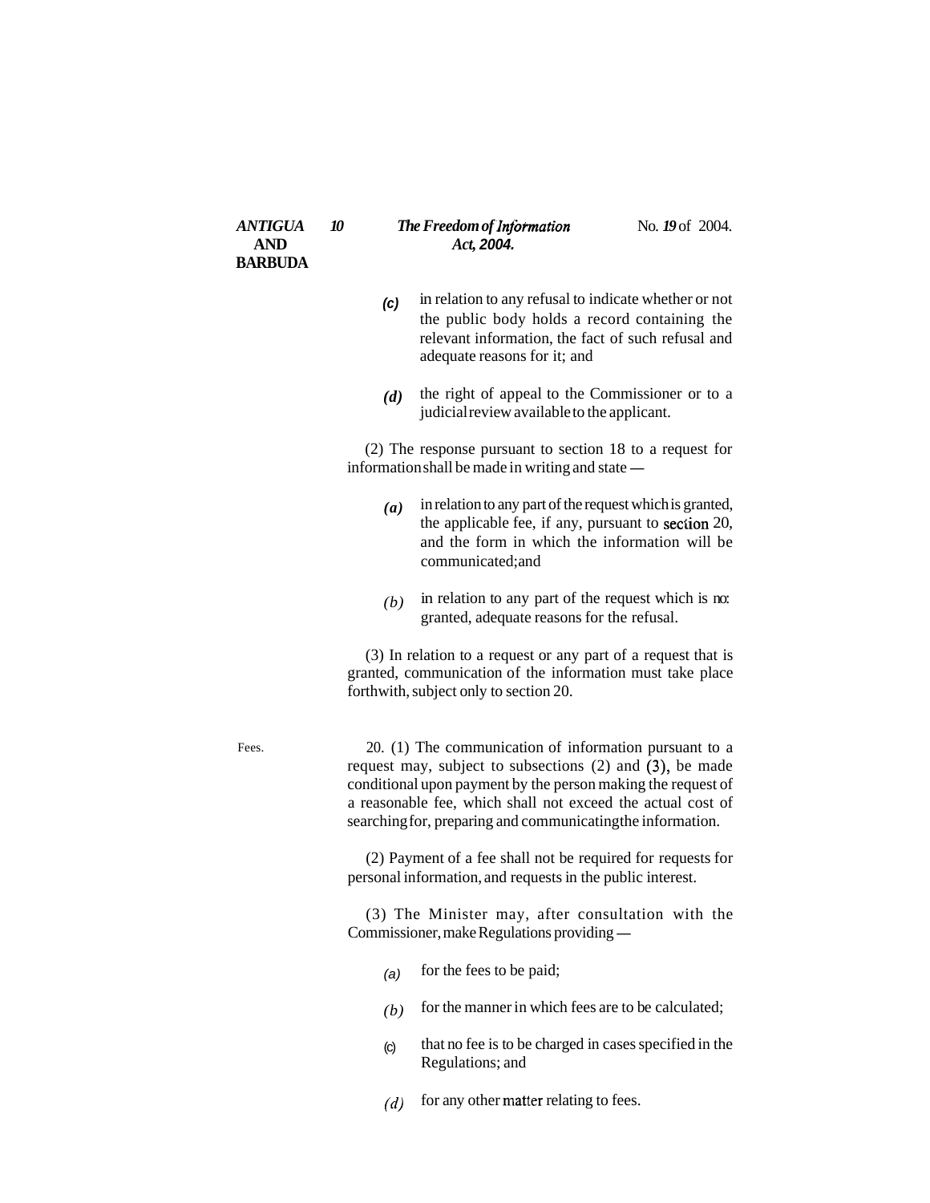(c) in relation to any refusal to indicate whether or not the public body holds a record containing the relevant information, the fact of such refusal and adequate reasons for it; and

(d) the right of appeal to the Commissioner or to a judicial review available to the applicant.

(2) The response pursuant to section 18 to a request for information shall be made in writing and state —

(a) in relation to any part of the request which is granted, the applicable fee, if any, pursuant to section 20, and the form in which the information will be communicated; and

(b) in relation to any part of the request which is not granted, adequate reasons for the refusal.

(3) In relation to a request or any part of a request that is granted, communication of the information must take place forthwith, subject only to section 20.

Fees.

20. (1) The communication of information pursuant to a request may, subject to subsections (2) and (3), be made conditional upon payment by the person making the request of a reasonable fee, which shall not exceed the actual cost of searching for, preparing and communicating the information.

(2) Payment of a fee shall not be required for requests for personal information, and requests in the public interest.

(3) The Minister may, after consultation with the Commissioner, make Regulations providing —

(a) for the fees to be paid;

(b) for the manner in which fees are to be calculated;

(c) that no fee is to be charged in cases specified in the Regulations; and

(d) for any other matter relating to fees.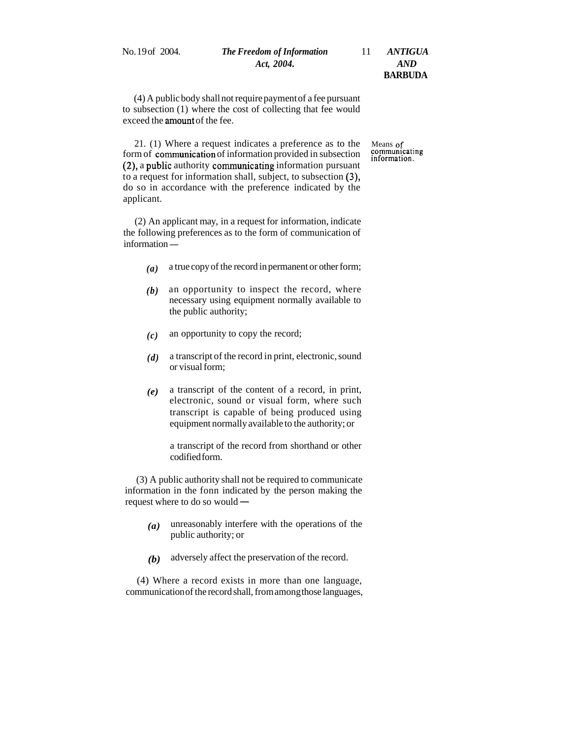(4) A public body shall not require payment of a fee pursuant to subsection (1) where the cost of collecting that fee would exceed the amount of the fee.

Means of communicating information.

21. (1) Where a request indicates a preference as to the form of communication of information provided in subsection (2), a public authority communicating information pursuant to a request for information shall, subject, to subsection (3), do so in accordance with the preference indicated by the applicant.

(2) An applicant may, in a request for information, indicate the following preferences as to the form of communication of information —

*(a)* a true copy of the record in permanent or other form;

*(b)* an opportunity to inspect the record, where necessary using equipment normally available to the public authority;

*(c)* an opportunity to copy the record;

*(d)* a transcript of the record in print, electronic, sound or visual form;

*(e)* a transcript of the content of a record, in print, electronic, sound or visual form, where such transcript is capable of being produced using equipment normally available to the authority; or

a transcript of the record from shorthand or other codified form.

(3) A public authority shall not be required to communicate information in the fonn indicated by the person making the request where to do so would —

*(a)* unreasonably interfere with the operations of the public authority; or

*(b)* adversely affect the preservation of the record.

(4) Where a record exists in more than one language, communication of the record shall, from among those languages,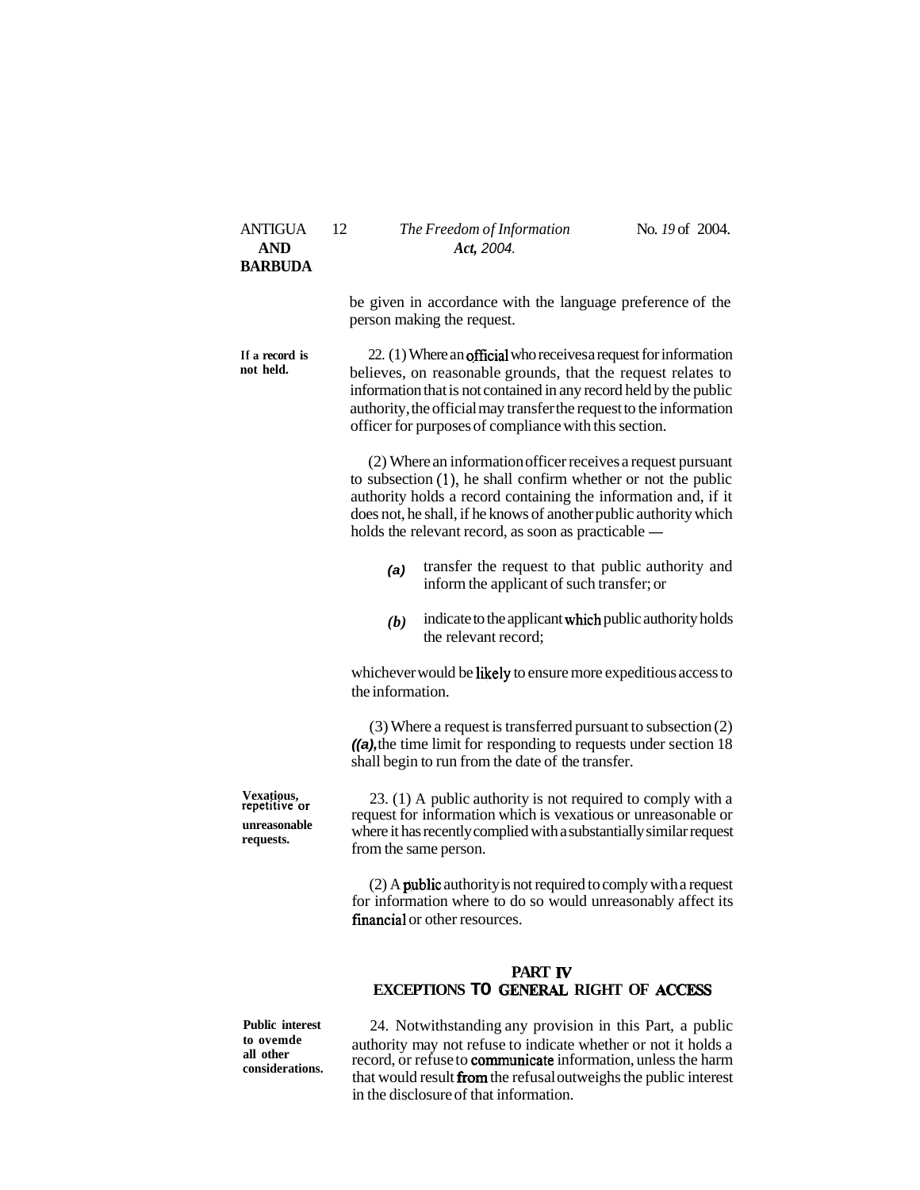be given in accordance with the language preference of the person making the request.

**If a record is not held.**

22. (1) Where an official who receives a request for information believes, on reasonable grounds, that the request relates to information that is not contained in any record held by the public authority, the official may transfer the request to the information officer for purposes of compliance with this section.

(2) Where an information officer receives a request pursuant to subsection (1), he shall confirm whether or not the public authority holds a record containing the information and, if it does not, he shall, if he knows of another public authority which holds the relevant record, as soon as practicable —

*(a)* transfer the request to that public authority and inform the applicant of such transfer; or

*(b)* indicate to the applicant which public authority holds the relevant record;

whichever would be likely to ensure more expeditious access to the information.

(3) Where a request is transferred pursuant to subsection (2) *((a),* the time limit for responding to requests under section 18 shall begin to run from the date of the transfer.

**Vexatious, repetitive or unreasonable requests.**

23. (1) A public authority is not required to comply with a request for information which is vexatious or unreasonable or where it has recently complied with a substantially similar request from the same person.

(2) A public authority is not required to comply with a request for information where to do so would unreasonably affect its financial or other resources.

## PART IV
## EXCEPTIONS TO GENERAL RIGHT OF ACCESS

**Public interest to ovemde all other considerations.**

24. Notwithstanding any provision in this Part, a public authority may not refuse to indicate whether or not it holds a record, or refuse to communicate information, unless the harm that would result from the refusal outweighs the public interest in the disclosure of that information.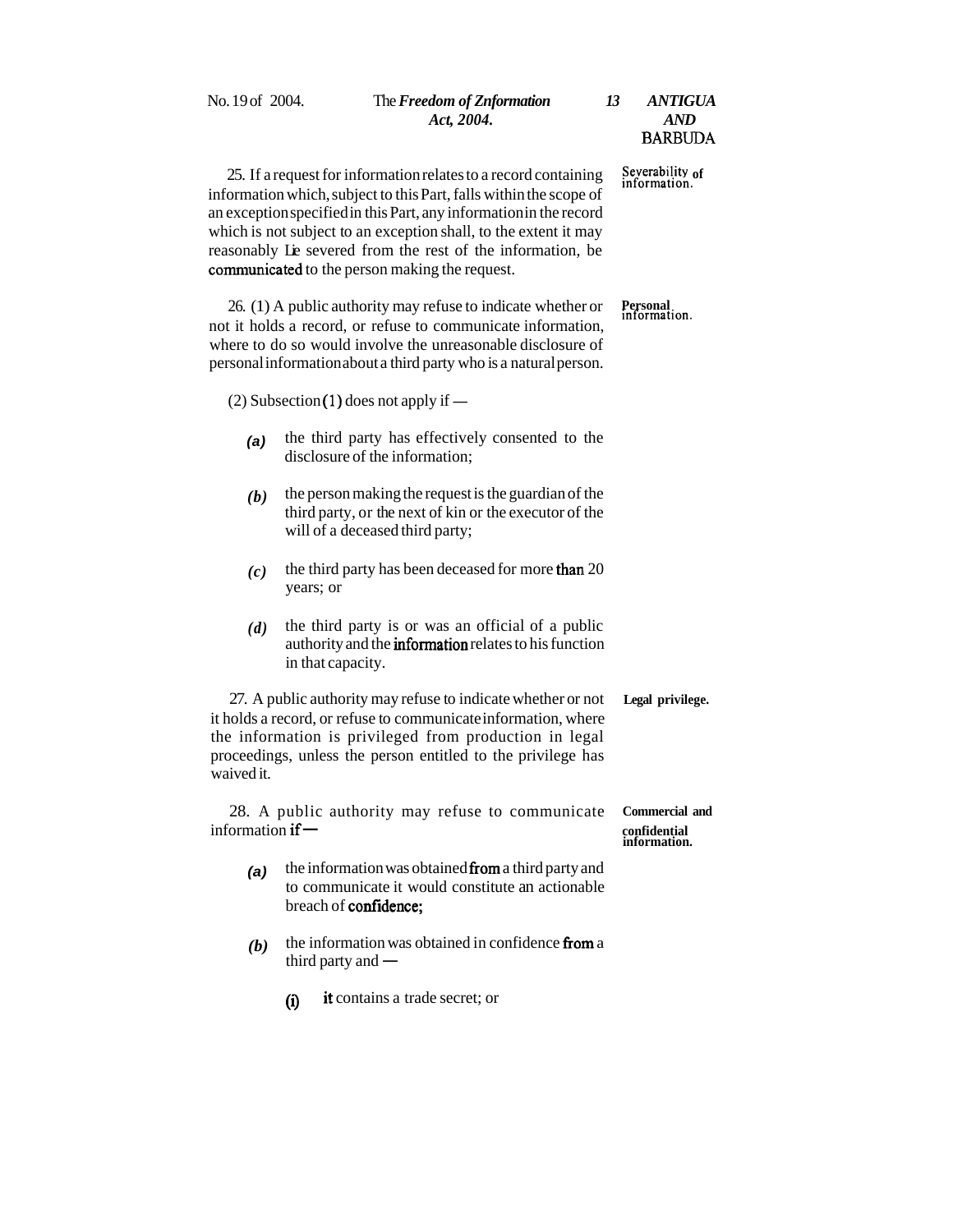25. If a request for information relates to a record containing information which, subject to this Part, falls within the scope of an exception specified in this Part, any information in the record which is not subject to an exception shall, to the extent it may reasonably Lie severed from the rest of the information, be communicated to the person making the request.

**Severability of information.**

26. (1) A public authority may refuse to indicate whether or not it holds a record, or refuse to communicate information, where to do so would involve the unreasonable disclosure of personal information about a third party who is a natural person.

**Personal information.**

(2) Subsection (1) does not apply if —

*(a)* the third party has effectively consented to the disclosure of the information;

*(b)* the person making the request is the guardian of the third party, or the next of kin or the executor of the will of a deceased third party;

*(c)* the third party has been deceased for more than 20 years; or

*(d)* the third party is or was an official of a public authority and the information relates to his function in that capacity.

27. A public authority may refuse to indicate whether or not it holds a record, or refuse to communicate information, where the information is privileged from production in legal proceedings, unless the person entitled to the privilege has waived it.

**Legal privilege.**

28. A public authority may refuse to communicate information if —

**Commercial and confidential information.**

*(a)* the information was obtained from a third party and to communicate it would constitute an actionable breach of confidence;

*(b)* the information was obtained in confidence from a third party and —

(i) it contains a trade secret; or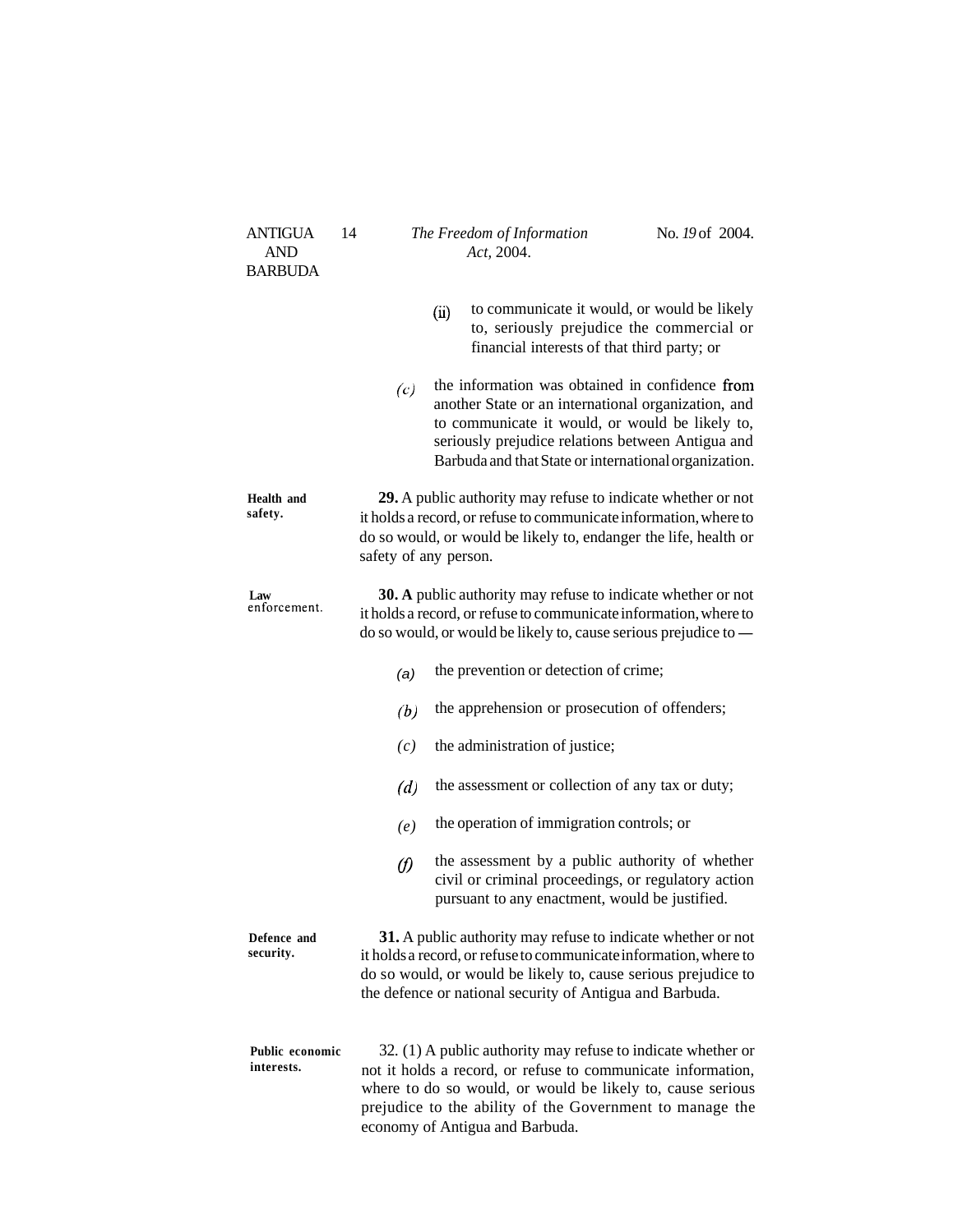(ii) to communicate it would, or would be likely to, seriously prejudice the commercial or financial interests of that third party; or

*(c)* the information was obtained in confidence from another State or an international organization, and to communicate it would, or would be likely to, seriously prejudice relations between Antigua and Barbuda and that State or international organization.

**Health and safety.**

**29.** A public authority may refuse to indicate whether or not it holds a record, or refuse to communicate information, where to do so would, or would be likely to, endanger the life, health or safety of any person.

**Law enforcement.**

**30. A** public authority may refuse to indicate whether or not it holds a record, or refuse to communicate information, where to do so would, or would be likely to, cause serious prejudice to —

*(a)* the prevention or detection of crime;

*(b)* the apprehension or prosecution of offenders;

*(c)* the administration of justice;

*(d)* the assessment or collection of any tax or duty;

*(e)* the operation of immigration controls; or

*(f)* the assessment by a public authority of whether civil or criminal proceedings, or regulatory action pursuant to any enactment, would be justified.

**Defence and security.**

**31.** A public authority may refuse to indicate whether or not it holds a record, or refuse to communicate information, where to do so would, or would be likely to, cause serious prejudice to the defence or national security of Antigua and Barbuda.

**Public economic interests.**

32. (1) A public authority may refuse to indicate whether or not it holds a record, or refuse to communicate information, where to do so would, or would be likely to, cause serious prejudice to the ability of the Government to manage the economy of Antigua and Barbuda.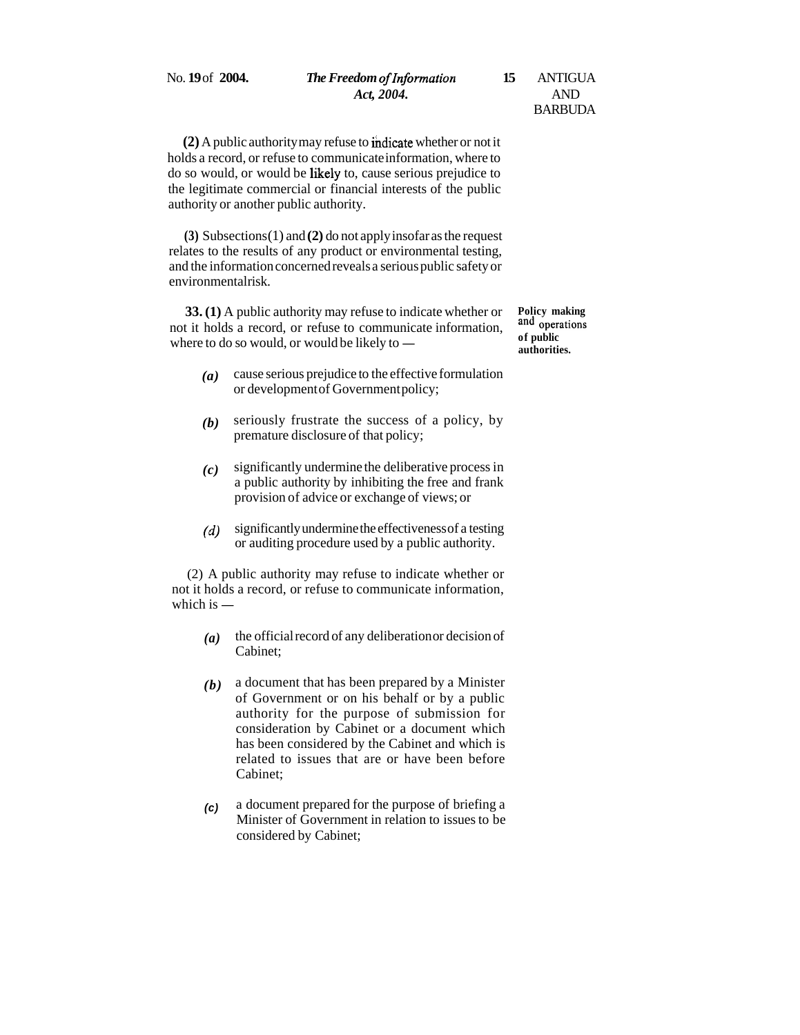**(2)** A public authority may refuse to indicate whether or not it holds a record, or refuse to communicate information, where to do so would, or would be likely to, cause serious prejudice to the legitimate commercial or financial interests of the public authority or another public authority.

**(3)** Subsections (1) and **(2)** do not apply insofar as the request relates to the results of any product or environmental testing, and the information concerned reveals a serious public safety or environmental risk.

**Policy making and operations of public authorities.**

**33. (1)** A public authority may refuse to indicate whether or not it holds a record, or refuse to communicate information, where to do so would, or would be likely to —

*(a)* cause serious prejudice to the effective formulation or development of Government policy;

*(b)* seriously frustrate the success of a policy, by premature disclosure of that policy;

*(c)* significantly undermine the deliberative process in a public authority by inhibiting the free and frank provision of advice or exchange of views; or

*(d)* significantly undermine the effectiveness of a testing or auditing procedure used by a public authority.

(2) A public authority may refuse to indicate whether or not it holds a record, or refuse to communicate information, which is —

*(a)* the official record of any deliberation or decision of Cabinet;

*(b)* a document that has been prepared by a Minister of Government or on his behalf or by a public authority for the purpose of submission for consideration by Cabinet or a document which has been considered by the Cabinet and which is related to issues that are or have been before Cabinet;

*(c)* a document prepared for the purpose of briefing a Minister of Government in relation to issues to be considered by Cabinet;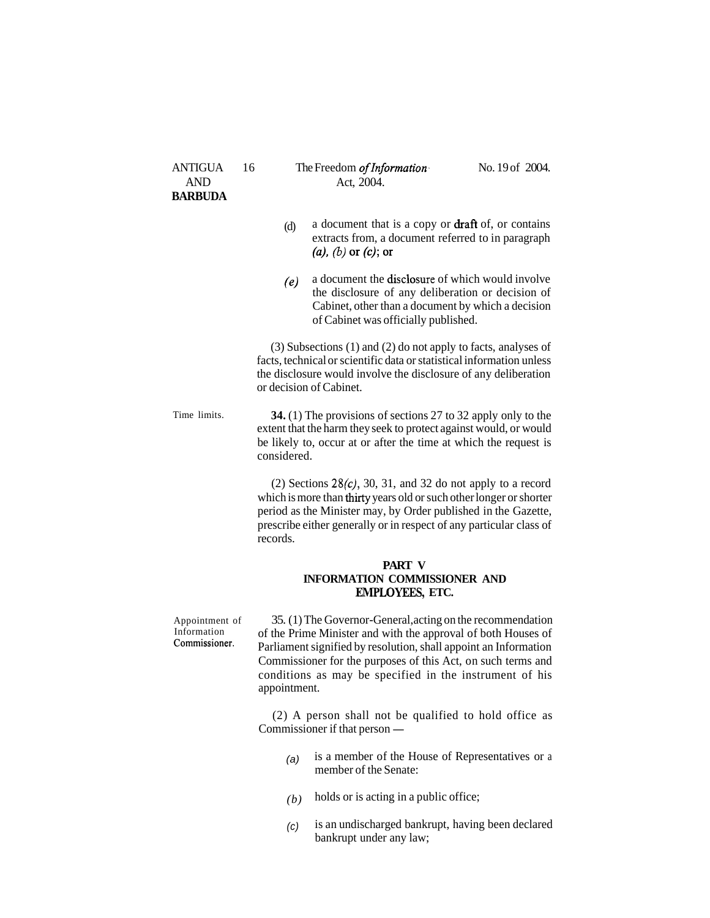(d) a document that is a copy or draft of, or contains extracts from, a document referred to in paragraph *(a), (b)* or *(c)*; or

*(e)* a document the disclosure of which would involve the disclosure of any deliberation or decision of Cabinet, other than a document by which a decision of Cabinet was officially published.

(3) Subsections (1) and (2) do not apply to facts, analyses of facts, technical or scientific data or statistical information unless the disclosure would involve the disclosure of any deliberation or decision of Cabinet.

Time limits.

**34.** (1) The provisions of sections 27 to 32 apply only to the extent that the harm they seek to protect against would, or would be likely to, occur at or after the time at which the request is considered.

(2) Sections 28*(c)*, 30, 31, and 32 do not apply to a record which is more than thirty years old or such other longer or shorter period as the Minister may, by Order published in the Gazette, prescribe either generally or in respect of any particular class of records.

## PART V
## INFORMATION COMMISSIONER AND EMPLOYEES, ETC.

Appointment of Information Commissioner.

35. (1) The Governor-General, acting on the recommendation of the Prime Minister and with the approval of both Houses of Parliament signified by resolution, shall appoint an Information Commissioner for the purposes of this Act, on such terms and conditions as may be specified in the instrument of his appointment.

(2) A person shall not be qualified to hold office as Commissioner if that person —

*(a)* is a member of the House of Representatives or a member of the Senate:

*(b)* holds or is acting in a public office;

*(c)* is an undischarged bankrupt, having been declared bankrupt under any law;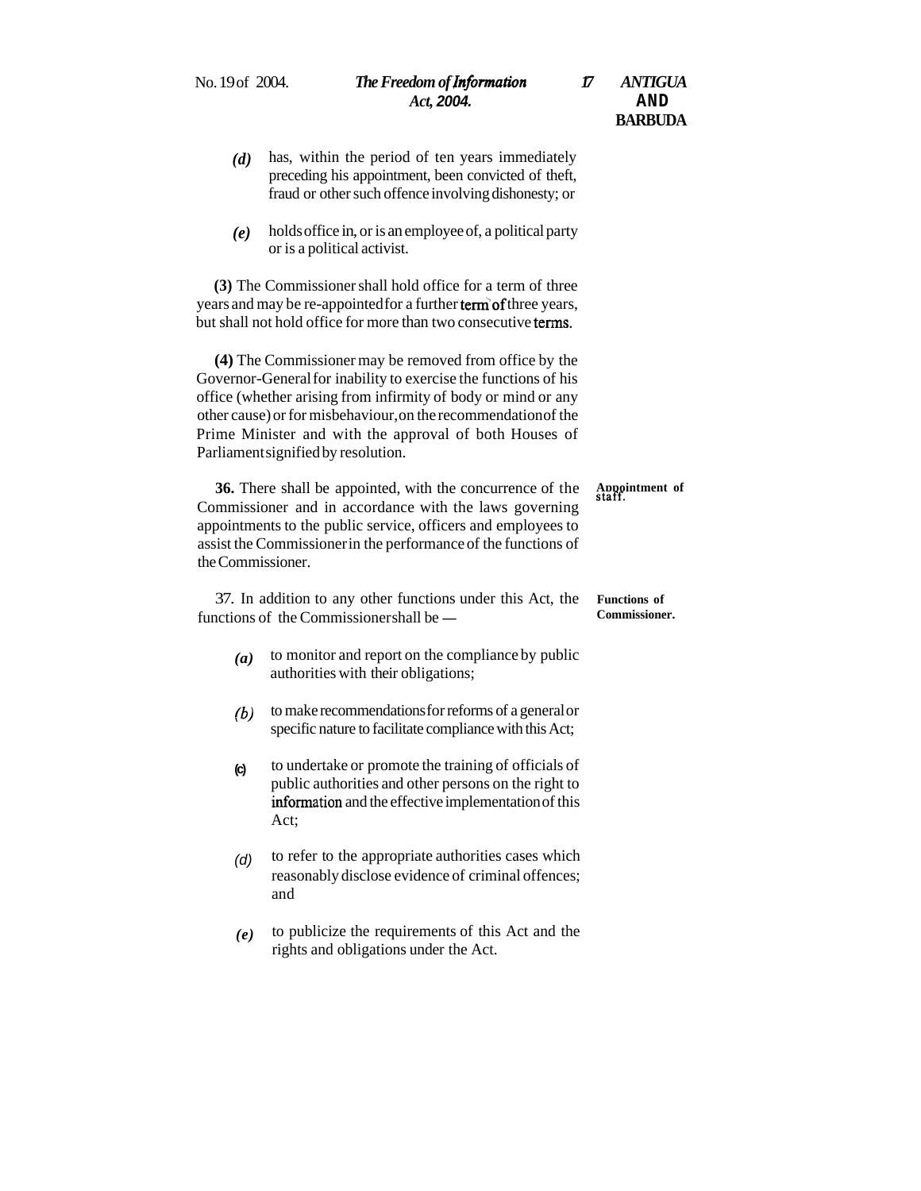*(d)* has, within the period of ten years immediately preceding his appointment, been convicted of theft, fraud or other such offence involving dishonesty; or

*(e)* holds office in, or is an employee of, a political party or is a political activist.

**(3)** The Commissioner shall hold office for a term of three years and may be re-appointed for a further term of three years, but shall not hold office for more than two consecutive terms.

**(4)** The Commissioner may be removed from office by the Governor-General for inability to exercise the functions of his office (whether arising from infirmity of body or mind or any other cause) or for misbehaviour, on the recommendation of the Prime Minister and with the approval of both Houses of Parliament signified by resolution.

**Appointment of staff.**

**36.** There shall be appointed, with the concurrence of the Commissioner and in accordance with the laws governing appointments to the public service, officers and employees to assist the Commissioner in the performance of the functions of the Commissioner.

**Functions of Commissioner.**

37. In addition to any other functions under this Act, the functions of the Commissioner shall be —

*(a)* to monitor and report on the compliance by public authorities with their obligations;

*(b)* to make recommendations for reforms of a general or specific nature to facilitate compliance with this Act;

(c) to undertake or promote the training of officials of public authorities and other persons on the right to information and the effective implementation of this Act;

(d) to refer to the appropriate authorities cases which reasonably disclose evidence of criminal offences; and

*(e)* to publicize the requirements of this Act and the rights and obligations under the Act.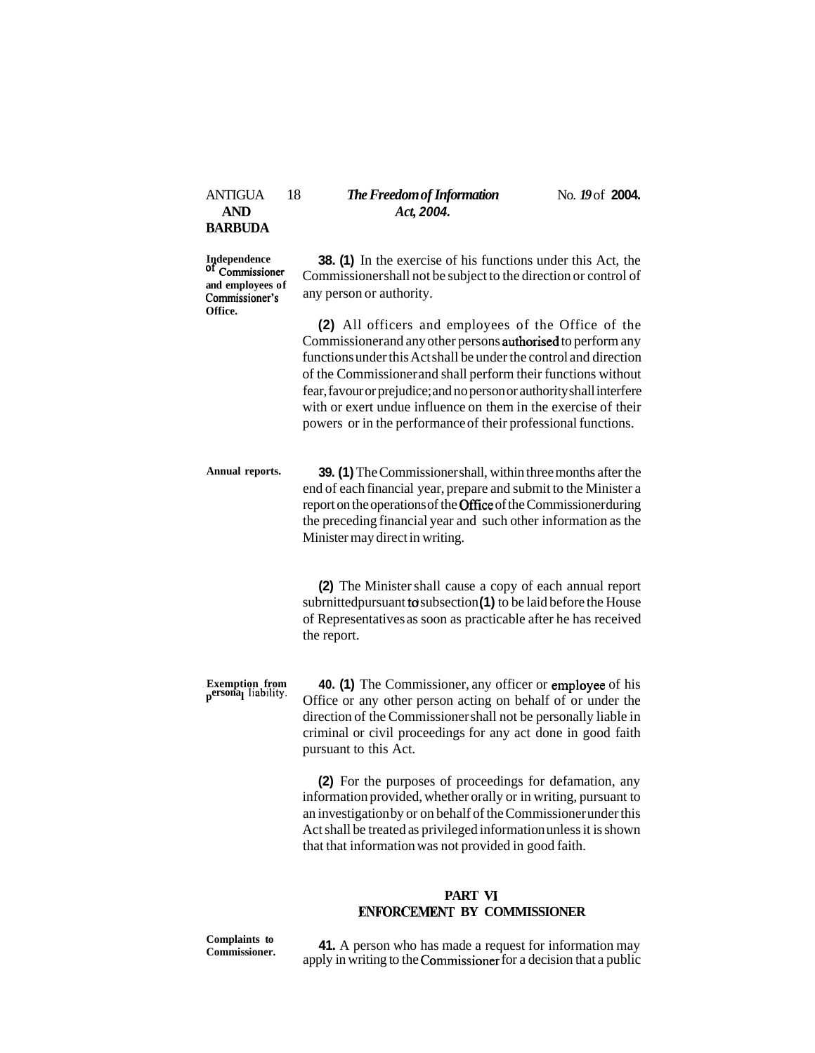**Independence of Commissioner and employees of Commissioner's Office.**

**38. (1)** In the exercise of his functions under this Act, the Commissioner shall not be subject to the direction or control of any person or authority.

**(2)** All officers and employees of the Office of the Commissioner and any other persons authorised to perform any functions under this Act shall be under the control and direction of the Commissioner and shall perform their functions without fear, favour or prejudice; and no person or authority shall interfere with or exert undue influence on them in the exercise of their powers or in the performance of their professional functions.

**Annual reports.**

**39. (1)** The Commissioner shall, within three months after the end of each financial year, prepare and submit to the Minister a report on the operations of the Office of the Commissioner during the preceding financial year and such other information as the Minister may direct in writing.

**(2)** The Minister shall cause a copy of each annual report submitted pursuant to subsection **(1)** to be laid before the House of Representatives as soon as practicable after he has received the report.

**Exemption from personal liability.**

**40. (1)** The Commissioner, any officer or employee of his Office or any other person acting on behalf of or under the direction of the Commissioner shall not be personally liable in criminal or civil proceedings for any act done in good faith pursuant to this Act.

**(2)** For the purposes of proceedings for defamation, any information provided, whether orally or in writing, pursuant to an investigation by or on behalf of the Commissioner under this Act shall be treated as privileged information unless it is shown that that information was not provided in good faith.

## PART VI
## ENFORCEMENT BY COMMISSIONER

**Complaints to Commissioner.**

**41.** A person who has made a request for information may apply in writing to the Commissioner for a decision that a public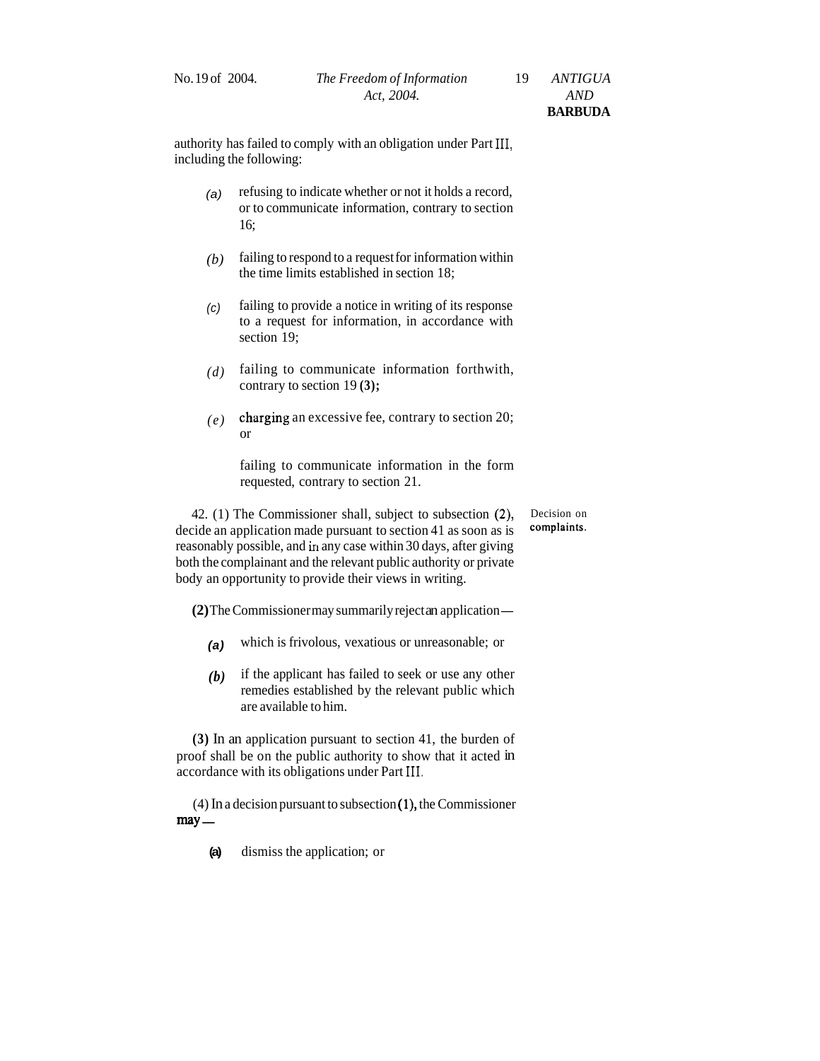authority has failed to comply with an obligation under Part III, including the following:

*(a)* refusing to indicate whether or not it holds a record, or to communicate information, contrary to section 16;

*(b)* failing to respond to a request for information within the time limits established in section 18;

*(c)* failing to provide a notice in writing of its response to a request for information, in accordance with section 19;

*(d)* failing to communicate information forthwith, contrary to section 19 **(3);**

*(e)* charging an excessive fee, contrary to section 20; or

failing to communicate information in the form requested, contrary to section 21.

Decision on complaints.

42. (1) The Commissioner shall, subject to subsection (2), decide an application made pursuant to section 41 as soon as is reasonably possible, and in any case within 30 days, after giving both the complainant and the relevant public authority or private body an opportunity to provide their views in writing.

**(2)** The Commissioner may summarily reject an application —

***(a)*** which is frivolous, vexatious or unreasonable; or

***(b)*** if the applicant has failed to seek or use any other remedies established by the relevant public which are available to him.

**(3)** In an application pursuant to section 41, the burden of proof shall be on the public authority to show that it acted in accordance with its obligations under Part III.

(4) In a decision pursuant to subsection **(1),** the Commissioner **may** —

**(a)** dismiss the application; or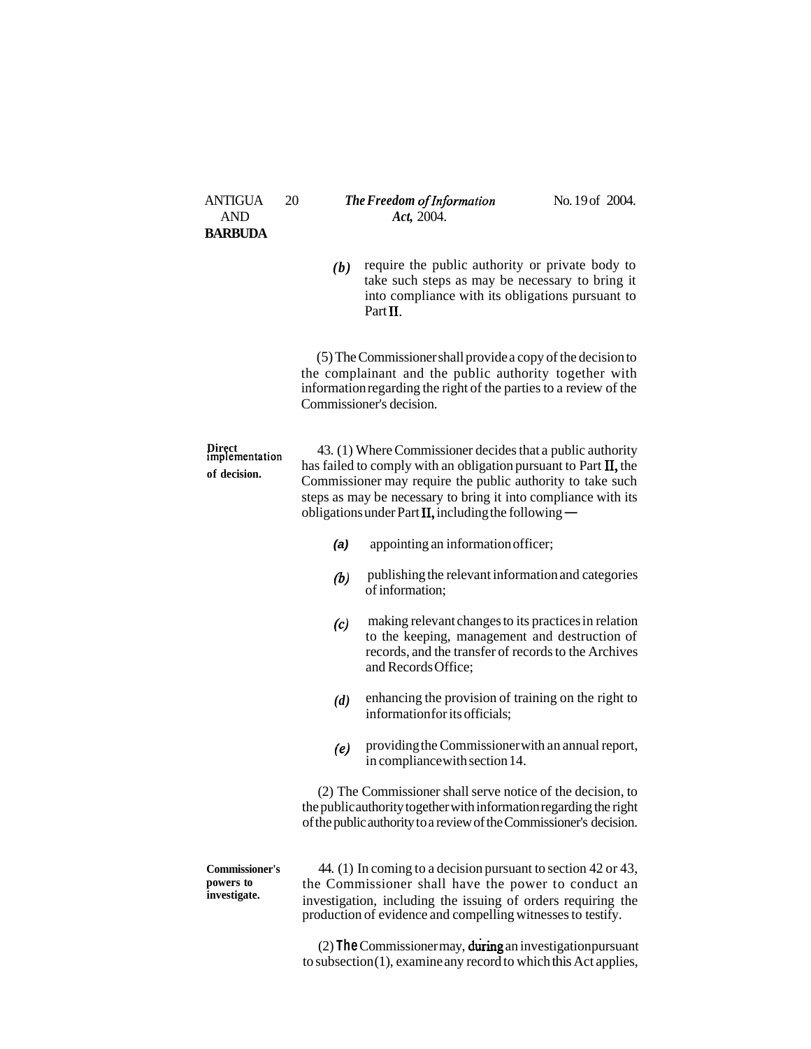(*b*) require the public authority or private body to take such steps as may be necessary to bring it into compliance with its obligations pursuant to Part **II**.

(5) The Commissioner shall provide a copy of the decision to the complainant and the public authority together with information regarding the right of the parties to a review of the Commissioner's decision.

**Direct implementation of decision.**

43. (1) Where Commissioner decides that a public authority has failed to comply with an obligation pursuant to Part **II**, the Commissioner may require the public authority to take such steps as may be necessary to bring it into compliance with its obligations under Part **II**, including the following —

(*a*) appointing an information officer;

(*b*) publishing the relevant information and categories of information;

(*c*) making relevant changes to its practices in relation to the keeping, management and destruction of records, and the transfer of records to the Archives and Records Office;

(*d*) enhancing the provision of training on the right to information for its officials;

(*e*) providing the Commissioner with an annual report, in compliance with section 14.

(2) The Commissioner shall serve notice of the decision, to the public authority together with information regarding the right of the public authority to a review of the Commissioner's decision.

**Commissioner's powers to investigate.**

44. (1) In coming to a decision pursuant to section 42 or 43, the Commissioner shall have the power to conduct an investigation, including the issuing of orders requiring the production of evidence and compelling witnesses to testify.

(2) The Commissioner may, during an investigation pursuant to subsection (1), examine any record to which this Act applies,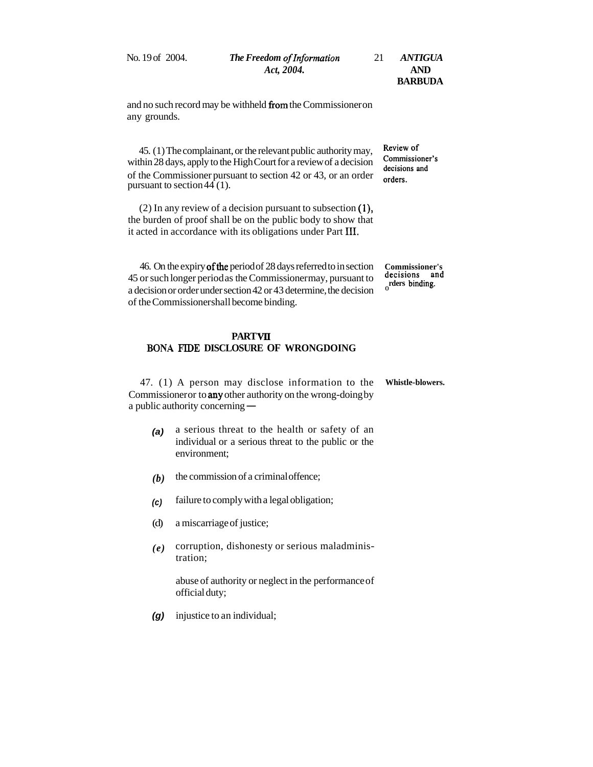and no such record may be withheld from the Commissioner on any grounds.

**Review of Commissioner's decisions and orders.**

45. (1) The complainant, or the relevant public authority may, within 28 days, apply to the High Court for a review of a decision of the Commissioner pursuant to section 42 or 43, or an order pursuant to section 44 (1).

(2) In any review of a decision pursuant to subsection (1), the burden of proof shall be on the public body to show that it acted in accordance with its obligations under Part III.

**Commissioner's decisions and orders binding.**

46. On the expiry of the period of 28 days referred to in section 45 or such longer period as the Commissioner may, pursuant to a decision or order under section 42 or 43 determine, the decision of the Commissioner shall become binding.

## PART VII
## BONA FIDE DISCLOSURE OF WRONGDOING

**Whistle-blowers.**

47. (1) A person may disclose information to the Commissioner or to any other authority on the wrong-doing by a public authority concerning —

*(a)* a serious threat to the health or safety of an individual or a serious threat to the public or the environment;

*(b)* the commission of a criminal offence;

*(c)* failure to comply with a legal obligation;

(d) a miscarriage of justice;

*(e)* corruption, dishonesty or serious maladministration;

abuse of authority or neglect in the performance of official duty;

*(g)* injustice to an individual;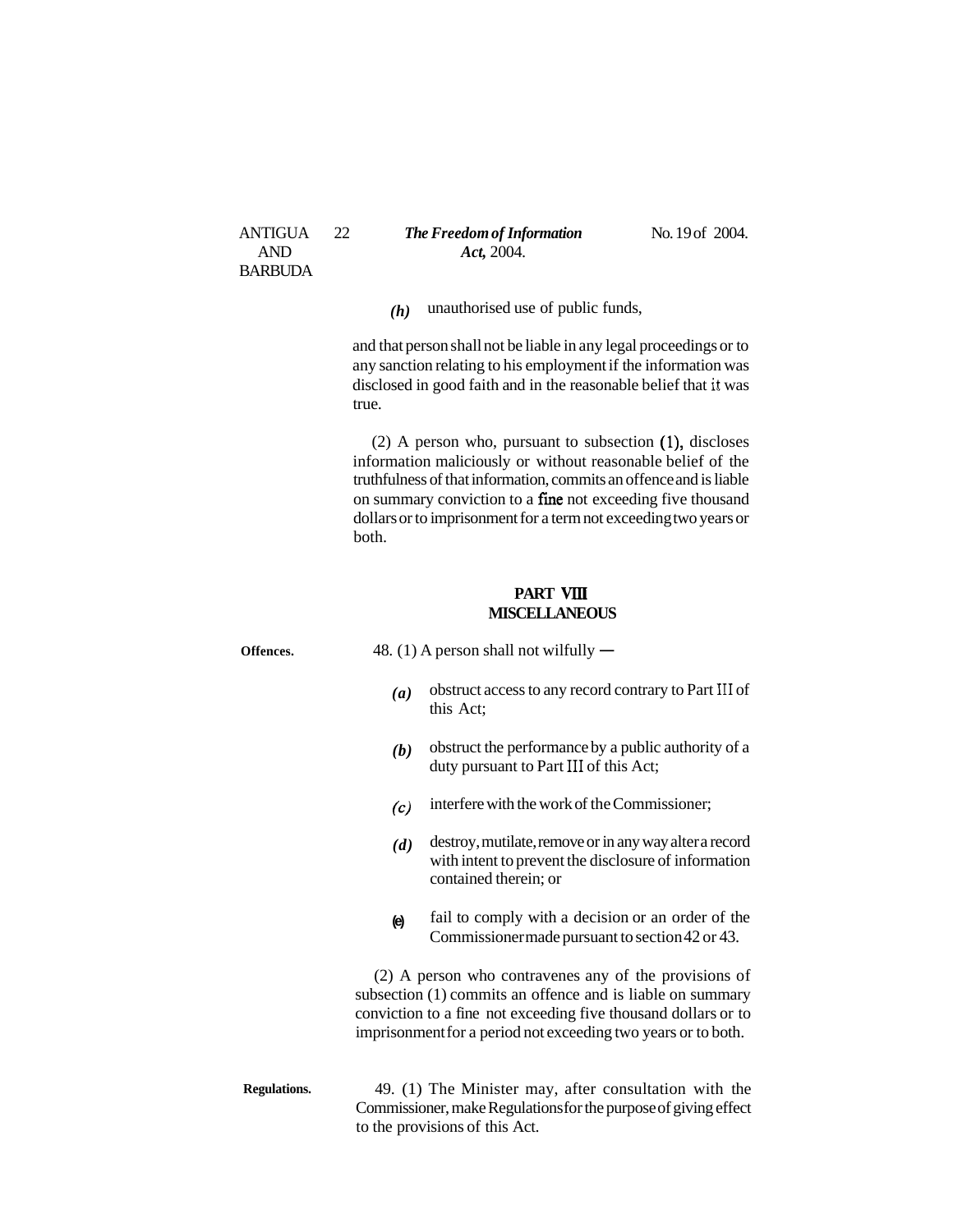*(h)* unauthorised use of public funds,

and that person shall not be liable in any legal proceedings or to any sanction relating to his employment if the information was disclosed in good faith and in the reasonable belief that it was true.

(2) A person who, pursuant to subsection (1), discloses information maliciously or without reasonable belief of the truthfulness of that information, commits an offence and is liable on summary conviction to a fine not exceeding five thousand dollars or to imprisonment for a term not exceeding two years or both.

## PART VIII
## MISCELLANEOUS

**Offences.**

48. (1) A person shall not wilfully —

*(a)* obstruct access to any record contrary to Part III of this Act;

*(b)* obstruct the performance by a public authority of a duty pursuant to Part III of this Act;

*(c)* interfere with the work of the Commissioner;

*(d)* destroy, mutilate, remove or in any way alter a record with intent to prevent the disclosure of information contained therein; or

*(e)* fail to comply with a decision or an order of the Commissioner made pursuant to section 42 or 43.

(2) A person who contravenes any of the provisions of subsection (1) commits an offence and is liable on summary conviction to a fine not exceeding five thousand dollars or to imprisonment for a period not exceeding two years or to both.

**Regulations.**

49. (1) The Minister may, after consultation with the Commissioner, make Regulations for the purpose of giving effect to the provisions of this Act.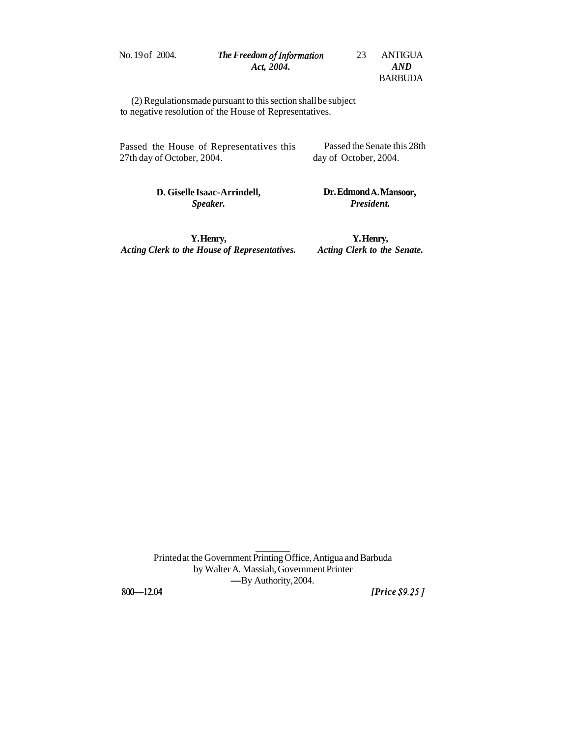(2) Regulations made pursuant to this section shall be subject to negative resolution of the House of Representatives.

Passed the House of Representatives this 27th day of October, 2004.

Passed the Senate this 28th day of October, 2004.

**D. Giselle Isaac-Arrindell,**
*Speaker.*

**Dr. Edmond A. Mansoor,**
*President.*

**Y. Henry,**
*Acting Clerk to the House of Representatives.*

**Y. Henry,**
*Acting Clerk to the Senate.*

Printed at the Government Printing Office, Antigua and Barbuda
by Walter A. Massiah, Government Printer
—By Authority, 2004.

800—12.04

*[Price $9.25]*